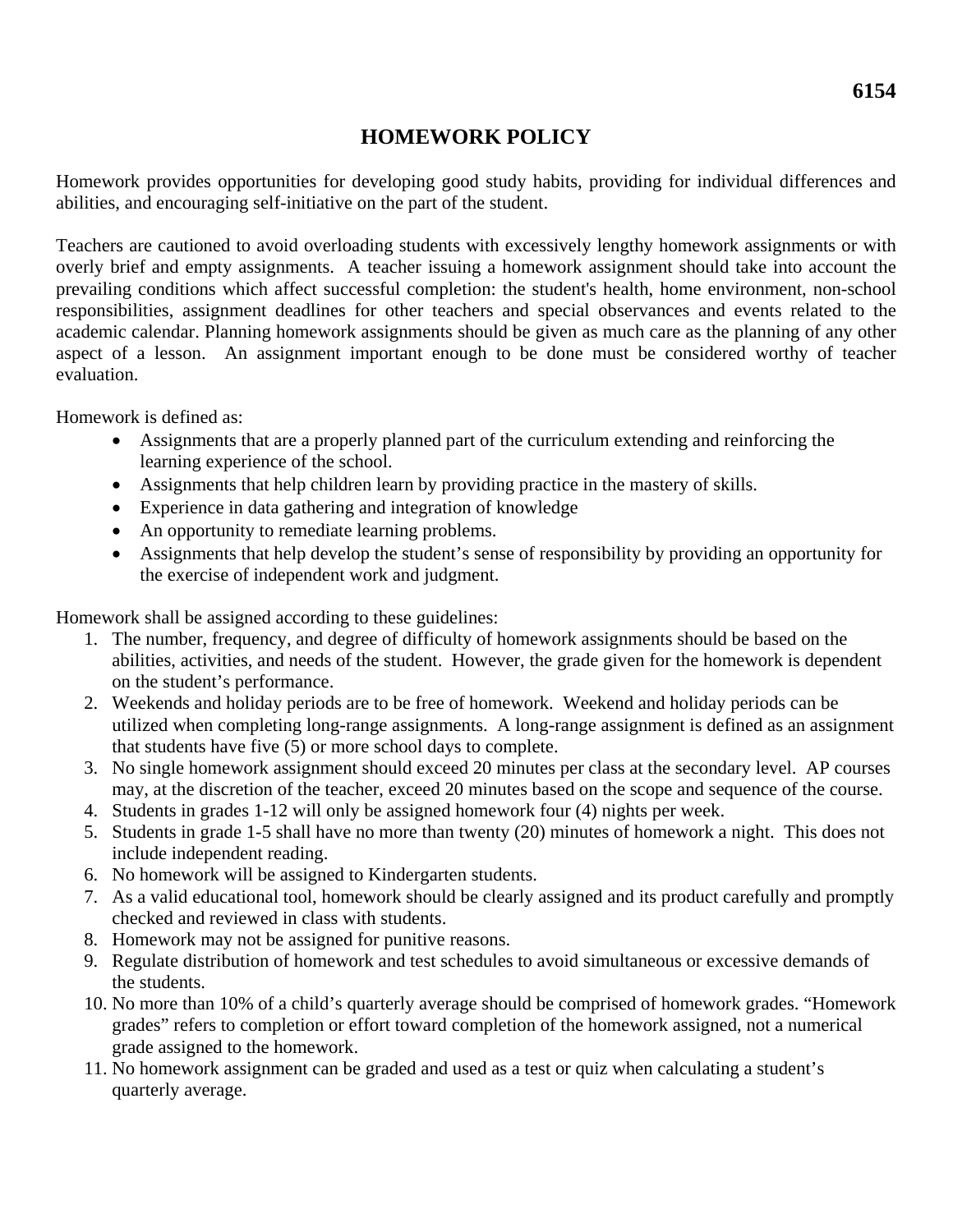6154

# HOMEWORK POLICY

Homework provides opportunities for developing good study habits, providing for individual differences and abilities, and encouraging self-initiative on the part of the student.

Teachers are cautioned to avoid overloading students with excessively lengthy homework assignments or with overly brief and empty assignments. A teacher issuing a homework assignment should take into account the prevailing conditions which affect successful completion: the student's health, home environment, non-school responsibilities, assignment deadlines for other teachers and special observances and events related to the academic calendar. Planning homework assignments should be given as much care as the planning of any other aspect of a lesson. An assignment important enough to be done must be considered worthy of teacher evaluation.

Homework is defined as:

- Assignments that are a properly planned part of the curriculum extending and reinforcing the learning experience of the school.
- Assignments that help children learn by providing practice in the mastery of skills.
- Experience in data gathering and integration of knowledge
- An opportunity to remediate learning problems.
- Assignments that help develop the student's sense of responsibility by providing an opportunity for the exercise of independent work and judgment.

Homework shall be assigned according to these guidelines:

1. The number, frequency, and degree of difficulty of homework assignments should be based on the abilities, activities, and needs of the student. However, the grade given for the homework is dependent on the student's performance.
2. Weekends and holiday periods are to be free of homework. Weekend and holiday periods can be utilized when completing long-range assignments. A long-range assignment is defined as an assignment that students have five (5) or more school days to complete.
3. No single homework assignment should exceed 20 minutes per class at the secondary level. AP courses may, at the discretion of the teacher, exceed 20 minutes based on the scope and sequence of the course.
4. Students in grades 1-12 will only be assigned homework four (4) nights per week.
5. Students in grade 1-5 shall have no more than twenty (20) minutes of homework a night. This does not include independent reading.
6. No homework will be assigned to Kindergarten students.
7. As a valid educational tool, homework should be clearly assigned and its product carefully and promptly checked and reviewed in class with students.
8. Homework may not be assigned for punitive reasons.
9. Regulate distribution of homework and test schedules to avoid simultaneous or excessive demands of the students.
10. No more than 10% of a child's quarterly average should be comprised of homework grades. "Homework grades" refers to completion or effort toward completion of the homework assigned, not a numerical grade assigned to the homework.
11. No homework assignment can be graded and used as a test or quiz when calculating a student's quarterly average.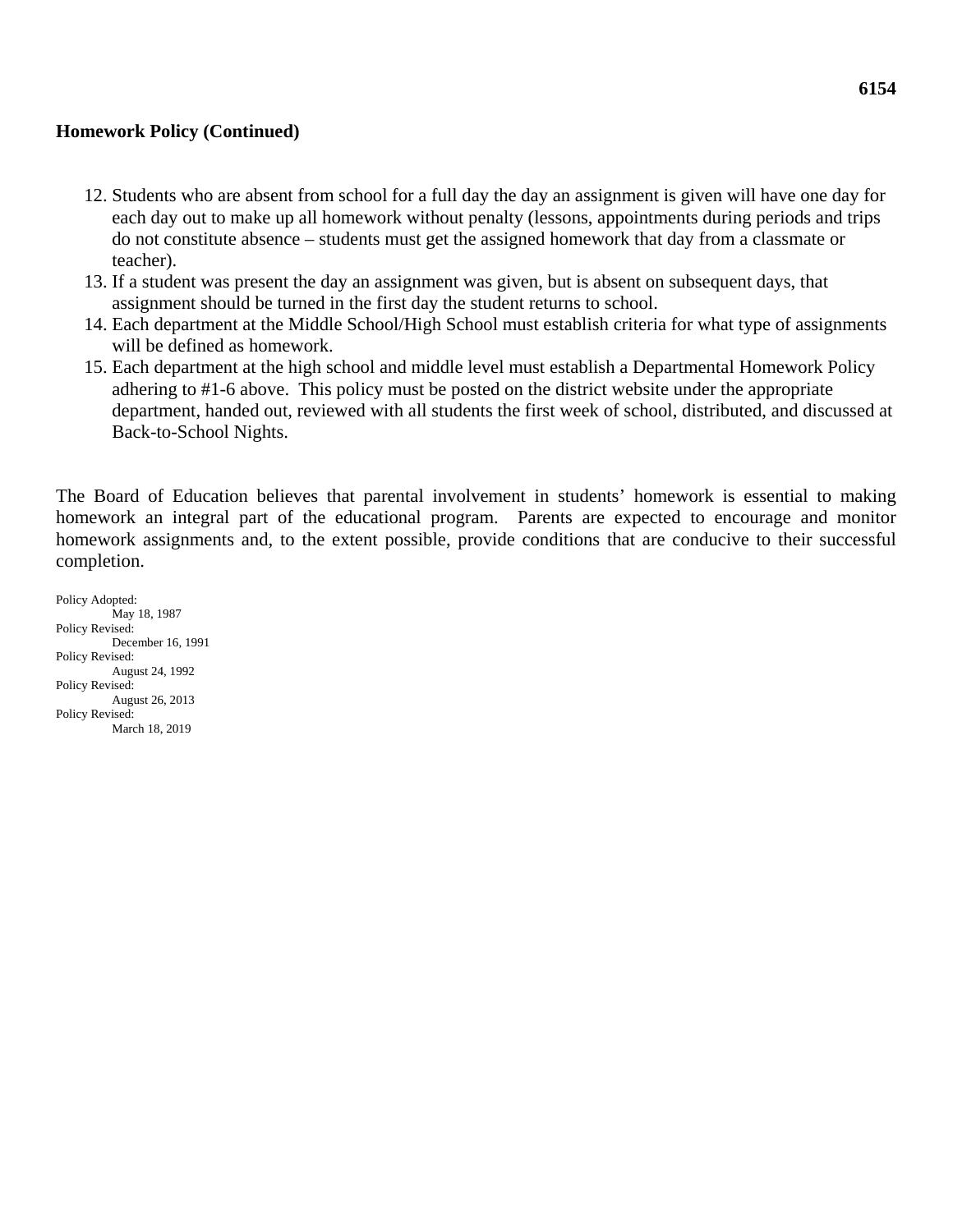**Homework Policy (Continued)**

12. Students who are absent from school for a full day the day an assignment is given will have one day for each day out to make up all homework without penalty (lessons, appointments during periods and trips do not constitute absence – students must get the assigned homework that day from a classmate or teacher).
13. If a student was present the day an assignment was given, but is absent on subsequent days, that assignment should be turned in the first day the student returns to school.
14. Each department at the Middle School/High School must establish criteria for what type of assignments will be defined as homework.
15. Each department at the high school and middle level must establish a Departmental Homework Policy adhering to #1-6 above. This policy must be posted on the district website under the appropriate department, handed out, reviewed with all students the first week of school, distributed, and discussed at Back-to-School Nights.

The Board of Education believes that parental involvement in students' homework is essential to making homework an integral part of the educational program. Parents are expected to encourage and monitor homework assignments and, to the extent possible, provide conditions that are conducive to their successful completion.

Policy Adopted:
May 18, 1987
Policy Revised:
December 16, 1991
Policy Revised:
August 24, 1992
Policy Revised:
August 26, 2013
Policy Revised:
March 18, 2019